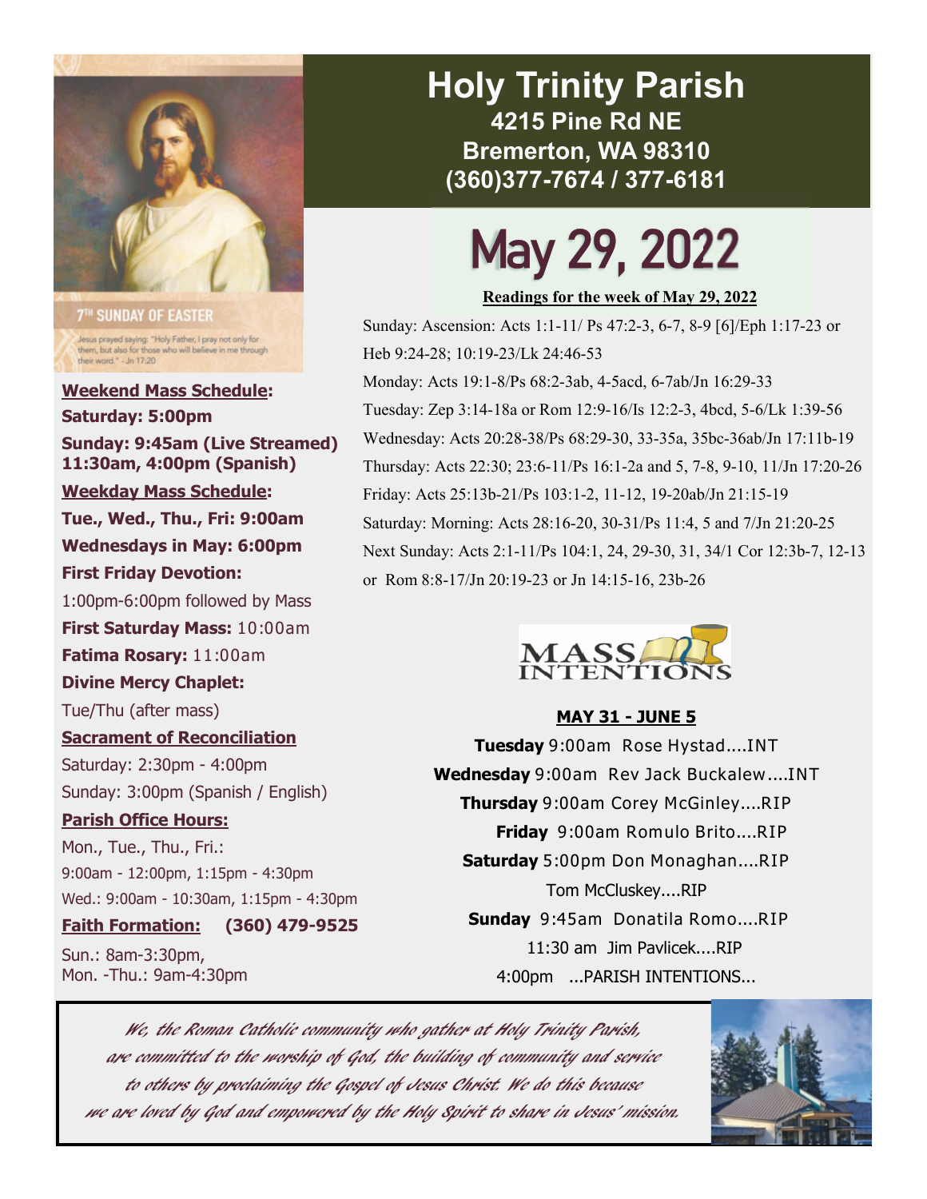# Holy Trinity Parish

**4215 Pine Rd NE**
**Bremerton, WA 98310**
**(360)377-7674 / 377-6181**

7TH SUNDAY OF EASTER

Jesus prayed saying: "Holy Father, I pray not only for them, but also for those who will believe in me through their word." - Jn 17:20

**Weekend Mass Schedule:**

**Saturday: 5:00pm**

**Sunday: 9:45am (Live Streamed) 11:30am, 4:00pm (Spanish)**

**Weekday Mass Schedule:**

**Tue., Wed., Thu., Fri: 9:00am**

**Wednesdays in May: 6:00pm**

**First Friday Devotion:**

1:00pm-6:00pm followed by Mass

**First Saturday Mass:** 10:00am

**Fatima Rosary:** 11:00am

**Divine Mercy Chaplet:**

Tue/Thu (after mass)

**Sacrament of Reconciliation**

Saturday: 2:30pm - 4:00pm

Sunday: 3:00pm (Spanish / English)

**Parish Office Hours:**

Mon., Tue., Thu., Fri.:

9:00am - 12:00pm, 1:15pm - 4:30pm

Wed.: 9:00am - 10:30am, 1:15pm - 4:30pm

**Faith Formation: (360) 479-9525**

Sun.: 8am-3:30pm,
Mon. -Thu.: 9am-4:30pm

# May 29, 2022

**Readings for the week of May 29, 2022**

Sunday: Ascension: Acts 1:1-11/ Ps 47:2-3, 6-7, 8-9 [6]/Eph 1:17-23 or Heb 9:24-28; 10:19-23/Lk 24:46-53

Monday: Acts 19:1-8/Ps 68:2-3ab, 4-5acd, 6-7ab/Jn 16:29-33

Tuesday: Zep 3:14-18a or Rom 12:9-16/Is 12:2-3, 4bcd, 5-6/Lk 1:39-56

Wednesday: Acts 20:28-38/Ps 68:29-30, 33-35a, 35bc-36ab/Jn 17:11b-19

Thursday: Acts 22:30; 23:6-11/Ps 16:1-2a and 5, 7-8, 9-10, 11/Jn 17:20-26

Friday: Acts 25:13b-21/Ps 103:1-2, 11-12, 19-20ab/Jn 21:15-19

Saturday: Morning: Acts 28:16-20, 30-31/Ps 11:4, 5 and 7/Jn 21:20-25

Next Sunday: Acts 2:1-11/Ps 104:1, 24, 29-30, 31, 34/1 Cor 12:3b-7, 12-13 or Rom 8:8-17/Jn 20:19-23 or Jn 14:15-16, 23b-26

## MASS INTENTIONS

**MAY 31 - JUNE 5**

**Tuesday** 9:00am Rose Hystad....INT

**Wednesday** 9:00am Rev Jack Buckalew....INT

**Thursday** 9:00am Corey McGinley....RIP

**Friday** 9:00am Romulo Brito....RIP

**Saturday** 5:00pm Don Monaghan....RIP
Tom McCluskey....RIP

**Sunday** 9:45am Donatila Romo....RIP
11:30 am Jim Pavlicek....RIP
4:00pm ...PARISH INTENTIONS...

*We, the Roman Catholic community who gather at Holy Trinity Parish, are committed to the worship of God, the building of community and service to others by proclaiming the Gospel of Jesus Christ. We do this because we are loved by God and empowered by the Holy Spirit to share in Jesus' mission.*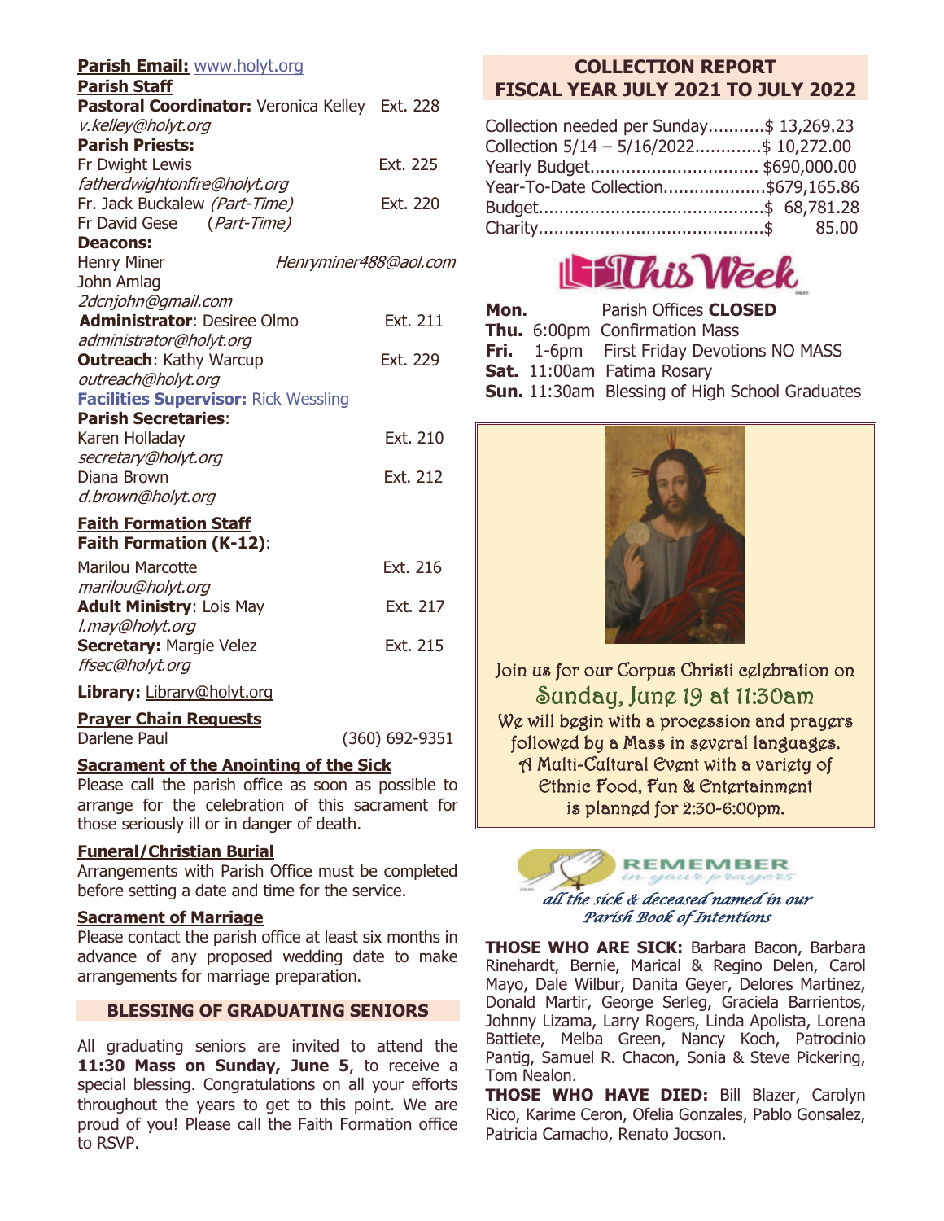**Parish Email:** www.holyt.org

**Parish Staff**

**Pastoral Coordinator:** Veronica Kelley Ext. 228
*v.kelley@holyt.org*

**Parish Priests:**
Fr Dwight Lewis Ext. 225
*fatherdwightonfire@holyt.org*
Fr. Jack Buckalew *(Part-Time)* Ext. 220
Fr David Gese (*Part-Time*)

**Deacons:**
Henry Miner *Henryminer488@aol.com*
John Amlag
*2dcnjohn@gmail.com*

**Administrator**: Desiree Olmo Ext. 211
*administrator@holyt.org*

**Outreach**: Kathy Warcup Ext. 229
*outreach@holyt.org*

**Facilities Supervisor:** Rick Wessling

**Parish Secretaries**:
Karen Holladay Ext. 210
*secretary@holyt.org*
Diana Brown Ext. 212
*d.brown@holyt.org*

**Faith Formation Staff**

**Faith Formation (K-12)**:
Marilou Marcotte Ext. 216
*marilou@holyt.org*

**Adult Ministry**: Lois May Ext. 217
*l.may@holyt.org*

**Secretary:** Margie Velez Ext. 215
*ffsec@holyt.org*

**Library:** Library@holyt.org

**Prayer Chain Requests**
Darlene Paul (360) 692-9351

**Sacrament of the Anointing of the Sick**

Please call the parish office as soon as possible to arrange for the celebration of this sacrament for those seriously ill or in danger of death.

**Funeral/Christian Burial**

Arrangements with Parish Office must be completed before setting a date and time for the service.

**Sacrament of Marriage**

Please contact the parish office at least six months in advance of any proposed wedding date to make arrangements for marriage preparation.

## BLESSING OF GRADUATING SENIORS

All graduating seniors are invited to attend the **11:30 Mass on Sunday, June 5**, to receive a special blessing. Congratulations on all your efforts throughout the years to get to this point. We are proud of you! Please call the Faith Formation office to RSVP.

## COLLECTION REPORT FISCAL YEAR JULY 2021 TO JULY 2022

| | |
|---|---|
| Collection needed per Sunday | $ 13,269.23 |
| Collection 5/14 – 5/16/2022 | $ 10,272.00 |
| Yearly Budget | $690,000.00 |
| Year-To-Date Collection | $679,165.86 |
| Budget | $ 68,781.28 |
| Charity | $ 85.00 |

## This Week

**Mon.** Parish Offices **CLOSED**
**Thu.** 6:00pm Confirmation Mass
**Fri.** 1-6pm First Friday Devotions NO MASS
**Sat.** 11:00am Fatima Rosary
**Sun.** 11:30am Blessing of High School Graduates

Join us for our Corpus Christi celebration on
**Sunday, June 19 at 11:30am**
We will begin with a procession and prayers followed by a Mass in several languages.
A Multi-Cultural Event with a variety of Ethnic Food, Fun & Entertainment is planned for 2:30-6:00pm.

**REMEMBER** *in your prayers*
*all the sick & deceased named in our Parish Book of Intentions*

**THOSE WHO ARE SICK:** Barbara Bacon, Barbara Rinehardt, Bernie, Marical & Regino Delen, Carol Mayo, Dale Wilbur, Danita Geyer, Delores Martinez, Donald Martir, George Serleg, Graciela Barrientos, Johnny Lizama, Larry Rogers, Linda Apolista, Lorena Battiete, Melba Green, Nancy Koch, Patrocinio Pantig, Samuel R. Chacon, Sonia & Steve Pickering, Tom Nealon.

**THOSE WHO HAVE DIED:** Bill Blazer, Carolyn Rico, Karime Ceron, Ofelia Gonzales, Pablo Gonsalez, Patricia Camacho, Renato Jocson.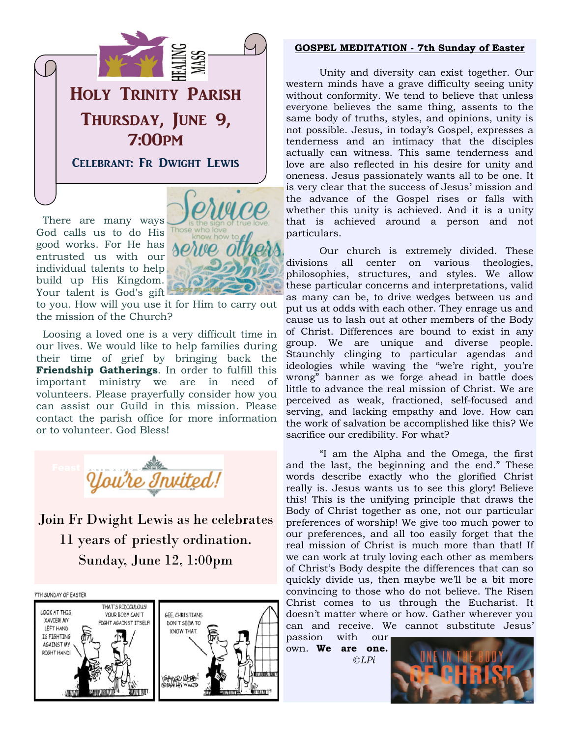HEALING MASS

# HOLY TRINITY PARISH

## THURSDAY, JUNE 9, 7:00PM

### CELEBRANT: FR DWIGHT LEWIS

Service is the sign of true love. Those who love know how to serve others.

There are many ways God calls us to do His good works. For He has entrusted us with our individual talents to help build up His Kingdom. Your talent is God's gift to you. How will you use it for Him to carry out the mission of the Church?

Loosing a loved one is a very difficult time in our lives. We would like to help families during their time of grief by bringing back the **Friendship Gatherings**. In order to fulfill this important ministry we are in need of volunteers. Please prayerfully consider how you can assist our Guild in this mission. Please contact the parish office for more information or to volunteer. God Bless!

You're Invited!

Join Fr Dwight Lewis as he celebrates 11 years of priestly ordination.
Sunday, June 12, 1:00pm

7TH SUNDAY OF EASTER

LOOK AT THIS, XAVIER! MY LEFT HAND IS FIGHTING AGAINST MY RIGHT HAND!

THAT'S RIDICULOUS! YOUR BODY CAN'T FIGHT AGAINST ITSELF!

GEE, CHRISTIANS DON'T SEEM TO KNOW THAT.

## GOSPEL MEDITATION - 7th Sunday of Easter

Unity and diversity can exist together. Our western minds have a grave difficulty seeing unity without conformity. We tend to believe that unless everyone believes the same thing, assents to the same body of truths, styles, and opinions, unity is not possible. Jesus, in today's Gospel, expresses a tenderness and an intimacy that the disciples actually can witness. This same tenderness and love are also reflected in his desire for unity and oneness. Jesus passionately wants all to be one. It is very clear that the success of Jesus' mission and the advance of the Gospel rises or falls with whether this unity is achieved. And it is a unity that is achieved around a person and not particulars.

Our church is extremely divided. These divisions all center on various theologies, philosophies, structures, and styles. We allow these particular concerns and interpretations, valid as many can be, to drive wedges between us and put us at odds with each other. They enrage us and cause us to lash out at other members of the Body of Christ. Differences are bound to exist in any group. We are unique and diverse people. Staunchly clinging to particular agendas and ideologies while waving the "we're right, you're wrong" banner as we forge ahead in battle does little to advance the real mission of Christ. We are perceived as weak, fractioned, self-focused and serving, and lacking empathy and love. How can the work of salvation be accomplished like this? We sacrifice our credibility. For what?

"I am the Alpha and the Omega, the first and the last, the beginning and the end." These words describe exactly who the glorified Christ really is. Jesus wants us to see this glory! Believe this! This is the unifying principle that draws the Body of Christ together as one, not our particular preferences of worship! We give too much power to our preferences, and all too easily forget that the real mission of Christ is much more than that! If we can work at truly loving each other as members of Christ's Body despite the differences that can so quickly divide us, then maybe we'll be a bit more convincing to those who do not believe. The Risen Christ comes to us through the Eucharist. It doesn't matter where or how. Gather wherever you can and receive. We cannot substitute Jesus' passion with our own. **We are one.**

*©LPi*

ONE IN THE BODY OF CHRIST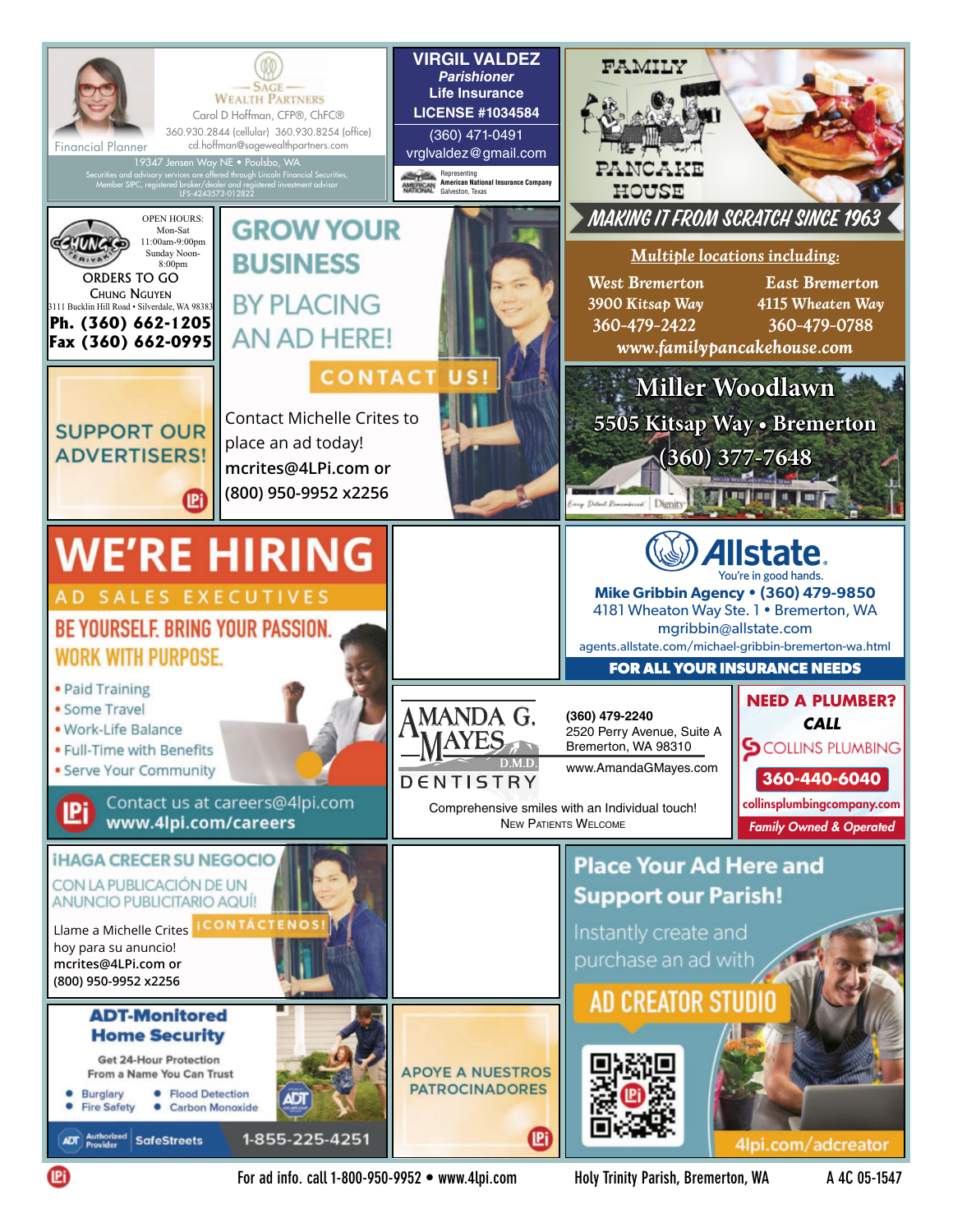Financial Planner

SAGE WEALTH PARTNERS

Carol D Hoffman, CFP®, ChFC®

360.930.2844 (cellular) 360.930.8254 (office)

cd.hoffman@sagewealthpartners.com

19347 Jensen Way NE • Poulsbo, WA

Securities and advisory services are offered through Lincoln Financial Securities, Member SIPC, registered broker/dealer and registered investment advisor

LFS-4243573-012822

**VIRGIL VALDEZ**

*Parishioner*

**Life Insurance**

**LICENSE #1034584**

(360) 471-0491

vrglvaldez@gmail.com

Representing American National Insurance Company Galveston, Texas

**FAMILY PANCAKE HOUSE**

*MAKING IT FROM SCRATCH SINCE 1963*

*Multiple locations including:*

**West Bremerton**
3900 Kitsap Way
360-479-2422

**East Bremerton**
4115 Wheaton Way
360-479-0788

www.familypancakehouse.com

CHUNG TERIYAKI

OPEN HOURS:
Mon-Sat
11:00am-9:00pm
Sunday Noon-8:00pm

ORDERS TO GO

CHUNG NGUYEN

3111 Bucklin Hill Road • Silverdale, WA 98383

**Ph. (360) 662-1205**
**Fax (360) 662-0995**

**GROW YOUR BUSINESS**

BY PLACING AN AD HERE!

**CONTACT US!**

Contact Michelle Crites to place an ad today!
mcrites@4LPi.com or
(800) 950-9952 x2256

**SUPPORT OUR ADVERTISERS!**

**Miller Woodlawn**

5505 Kitsap Way • Bremerton

(360) 377-7648

Every Detail Remembered · Dignity

# WE'RE HIRING

**AD SALES EXECUTIVES**

**BE YOURSELF. BRING YOUR PASSION. WORK WITH PURPOSE.**

- Paid Training
- Some Travel
- Work-Life Balance
- Full-Time with Benefits
- Serve Your Community

Contact us at careers@4lpi.com
**www.4lpi.com/careers**

**Allstate.**
You're in good hands.

**Mike Gribbin Agency • (360) 479-9850**
4181 Wheaton Way Ste. 1 • Bremerton, WA
mgribbin@allstate.com
agents.allstate.com/michael-gribbin-bremerton-wa.html

**FOR ALL YOUR INSURANCE NEEDS**

**AMANDA G. MAYES D.M.D. DENTISTRY**

(360) 479-2240
2520 Perry Avenue, Suite A
Bremerton, WA 98310

www.AmandaGMayes.com

Comprehensive smiles with an Individual touch!
New Patients Welcome

**NEED A PLUMBER?**
***CALL***
COLLINS PLUMBING
**360-440-6040**
collinsplumbingcompany.com
*Family Owned & Operated*

**¡HAGA CRECER SU NEGOCIO**

CON LA PUBLICACIÓN DE UN ANUNCIO PUBLICITARIO AQUÍ!

**¡CONTÁCTENOS!**

Llame a Michelle Crites hoy para su anuncio!
mcrites@4LPi.com or
(800) 950-9952 x2256

**Place Your Ad Here and Support our Parish!**

Instantly create and purchase an ad with

**AD CREATOR STUDIO**

4lpi.com/adcreator

**ADT-Monitored Home Security**

Get 24-Hour Protection From a Name You Can Trust

- Burglary
- Flood Detection
- Fire Safety
- Carbon Monoxide

ADT Authorized Provider SafeStreets 1-855-225-4251

**APOYE A NUESTROS PATROCINADORES**

For ad info. call 1-800-950-9952 • www.4lpi.com

Holy Trinity Parish, Bremerton, WA

A 4C 05-1547